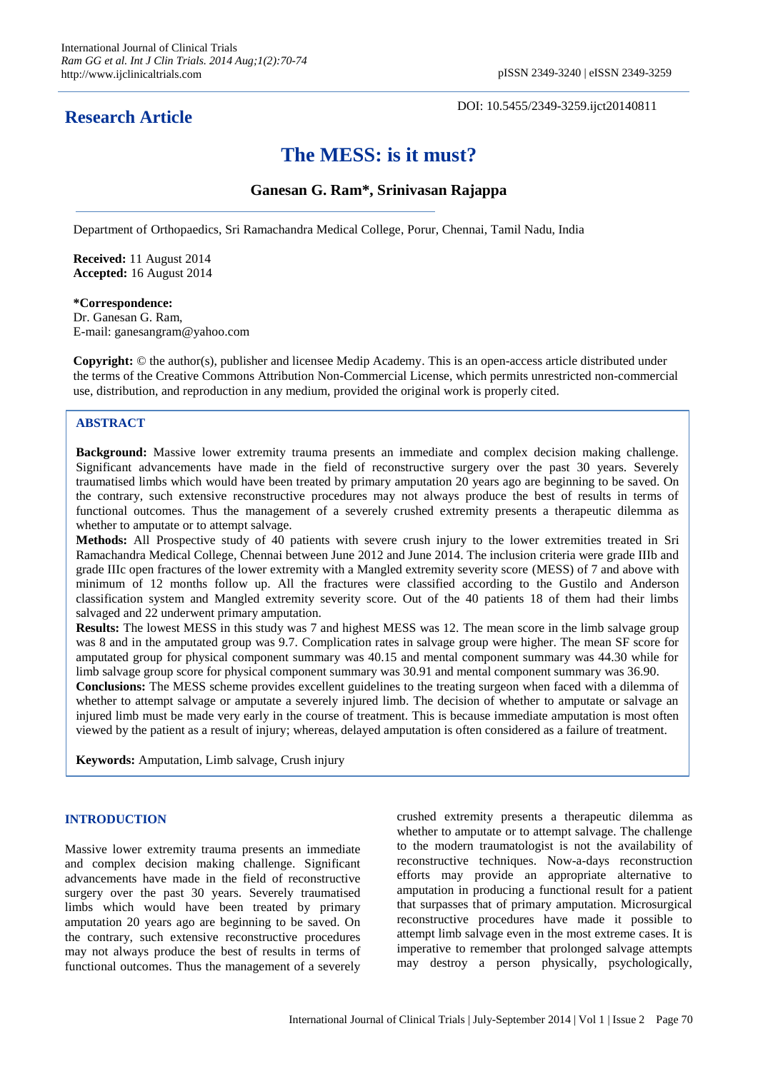# Research Article

DOI: 10.5455/2349-3259.ijct20140811

# The MESS: is it must?

**Ganesan G. Ram\*, Srinivasan Rajappa**

Department of Orthopaedics, Sri Ramachandra Medical College, Porur, Chennai, Tamil Nadu, India

**Received:** 11 August 2014
**Accepted:** 16 August 2014

**\*Correspondence:**
Dr. Ganesan G. Ram,
E-mail: ganesangram@yahoo.com

**Copyright:** © the author(s), publisher and licensee Medip Academy. This is an open-access article distributed under the terms of the Creative Commons Attribution Non-Commercial License, which permits unrestricted non-commercial use, distribution, and reproduction in any medium, provided the original work is properly cited.

## ABSTRACT

**Background:** Massive lower extremity trauma presents an immediate and complex decision making challenge. Significant advancements have made in the field of reconstructive surgery over the past 30 years. Severely traumatised limbs which would have been treated by primary amputation 20 years ago are beginning to be saved. On the contrary, such extensive reconstructive procedures may not always produce the best of results in terms of functional outcomes. Thus the management of a severely crushed extremity presents a therapeutic dilemma as whether to amputate or to attempt salvage.

**Methods:** All Prospective study of 40 patients with severe crush injury to the lower extremities treated in Sri Ramachandra Medical College, Chennai between June 2012 and June 2014. The inclusion criteria were grade IIIb and grade IIIc open fractures of the lower extremity with a Mangled extremity severity score (MESS) of 7 and above with minimum of 12 months follow up. All the fractures were classified according to the Gustilo and Anderson classification system and Mangled extremity severity score. Out of the 40 patients 18 of them had their limbs salvaged and 22 underwent primary amputation.

**Results:** The lowest MESS in this study was 7 and highest MESS was 12. The mean score in the limb salvage group was 8 and in the amputated group was 9.7. Complication rates in salvage group were higher. The mean SF score for amputated group for physical component summary was 40.15 and mental component summary was 44.30 while for limb salvage group score for physical component summary was 30.91 and mental component summary was 36.90.

**Conclusions:** The MESS scheme provides excellent guidelines to the treating surgeon when faced with a dilemma of whether to attempt salvage or amputate a severely injured limb. The decision of whether to amputate or salvage an injured limb must be made very early in the course of treatment. This is because immediate amputation is most often viewed by the patient as a result of injury; whereas, delayed amputation is often considered as a failure of treatment.

**Keywords:** Amputation, Limb salvage, Crush injury

## INTRODUCTION

Massive lower extremity trauma presents an immediate and complex decision making challenge. Significant advancements have made in the field of reconstructive surgery over the past 30 years. Severely traumatised limbs which would have been treated by primary amputation 20 years ago are beginning to be saved. On the contrary, such extensive reconstructive procedures may not always produce the best of results in terms of functional outcomes. Thus the management of a severely crushed extremity presents a therapeutic dilemma as whether to amputate or to attempt salvage. The challenge to the modern traumatologist is not the availability of reconstructive techniques. Now-a-days reconstruction efforts may provide an appropriate alternative to amputation in producing a functional result for a patient that surpasses that of primary amputation. Microsurgical reconstructive procedures have made it possible to attempt limb salvage even in the most extreme cases. It is imperative to remember that prolonged salvage attempts may destroy a person physically, psychologically,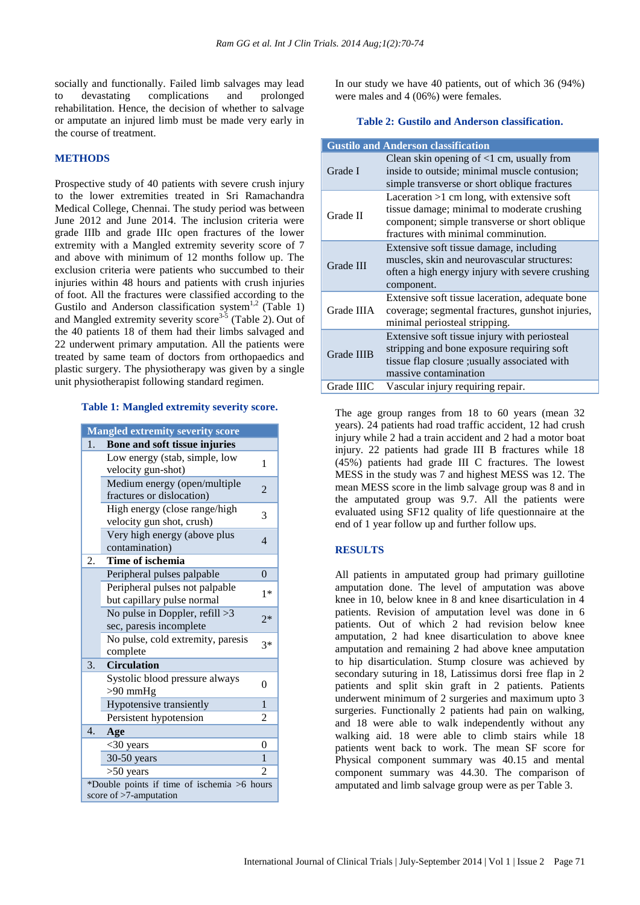socially and functionally. Failed limb salvages may lead to devastating complications and prolonged rehabilitation. Hence, the decision of whether to salvage or amputate an injured limb must be made very early in the course of treatment.

## METHODS

Prospective study of 40 patients with severe crush injury to the lower extremities treated in Sri Ramachandra Medical College, Chennai. The study period was between June 2012 and June 2014. The inclusion criteria were grade IIIb and grade IIIc open fractures of the lower extremity with a Mangled extremity severity score of 7 and above with minimum of 12 months follow up. The exclusion criteria were patients who succumbed to their injuries within 48 hours and patients with crush injuries of foot. All the fractures were classified according to the Gustilo and Anderson classification system[1,2] (Table 1) and Mangled extremity severity score[3-5] (Table 2). Out of the 40 patients 18 of them had their limbs salvaged and 22 underwent primary amputation. All the patients were treated by same team of doctors from orthopaedics and plastic surgery. The physiotherapy was given by a single unit physiotherapist following standard regimen.

**Table 1: Mangled extremity severity score.**

| Mangled extremity severity score | | |
|---|---|---|
| 1. | **Bone and soft tissue injuries** | |
| | Low energy (stab, simple, low velocity gun-shot) | 1 |
| | Medium energy (open/multiple fractures or dislocation) | 2 |
| | High energy (close range/high velocity gun shot, crush) | 3 |
| | Very high energy (above plus contamination) | 4 |
| 2. | **Time of ischemia** | |
| | Peripheral pulses palpable | 0 |
| | Peripheral pulses not palpable but capillary pulse normal | 1* |
| | No pulse in Doppler, refill >3 sec, paresis incomplete | 2* |
| | No pulse, cold extremity, paresis complete | 3* |
| 3. | **Circulation** | |
| | Systolic blood pressure always >90 mmHg | 0 |
| | Hypotensive transiently | 1 |
| | Persistent hypotension | 2 |
| 4. | **Age** | |
| | <30 years | 0 |
| | 30-50 years | 1 |
| | >50 years | 2 |
| *Double points if time of ischemia >6 hours score of >7-amputation | | |

In our study we have 40 patients, out of which 36 (94%) were males and 4 (06%) were females.

**Table 2: Gustilo and Anderson classification.**

| Gustilo and Anderson classification | |
|---|---|
| Grade I | Clean skin opening of <1 cm, usually from inside to outside; minimal muscle contusion; simple transverse or short oblique fractures |
| Grade II | Laceration >1 cm long, with extensive soft tissue damage; minimal to moderate crushing component; simple transverse or short oblique fractures with minimal comminution. |
| Grade III | Extensive soft tissue damage, including muscles, skin and neurovascular structures: often a high energy injury with severe crushing component. |
| Grade IIIA | Extensive soft tissue laceration, adequate bone coverage; segmental fractures, gunshot injuries, minimal periosteal stripping. |
| Grade IIIB | Extensive soft tissue injury with periosteal stripping and bone exposure requiring soft tissue flap closure ;usually associated with massive contamination |
| Grade IIIC | Vascular injury requiring repair. |

The age group ranges from 18 to 60 years (mean 32 years). 24 patients had road traffic accident, 12 had crush injury while 2 had a train accident and 2 had a motor boat injury. 22 patients had grade III B fractures while 18 (45%) patients had grade III C fractures. The lowest MESS in the study was 7 and highest MESS was 12. The mean MESS score in the limb salvage group was 8 and in the amputated group was 9.7. All the patients were evaluated using SF12 quality of life questionnaire at the end of 1 year follow up and further follow ups.

## RESULTS

All patients in amputated group had primary guillotine amputation done. The level of amputation was above knee in 10, below knee in 8 and knee disarticulation in 4 patients. Revision of amputation level was done in 6 patients. Out of which 2 had revision below knee amputation, 2 had knee disarticulation to above knee amputation and remaining 2 had above knee amputation to hip disarticulation. Stump closure was achieved by secondary suturing in 18, Latissimus dorsi free flap in 2 patients and split skin graft in 2 patients. Patients underwent minimum of 2 surgeries and maximum upto 3 surgeries. Functionally 2 patients had pain on walking, and 18 were able to walk independently without any walking aid. 18 were able to climb stairs while 18 patients went back to work. The mean SF score for Physical component summary was 40.15 and mental component summary was 44.30. The comparison of amputated and limb salvage group were as per Table 3.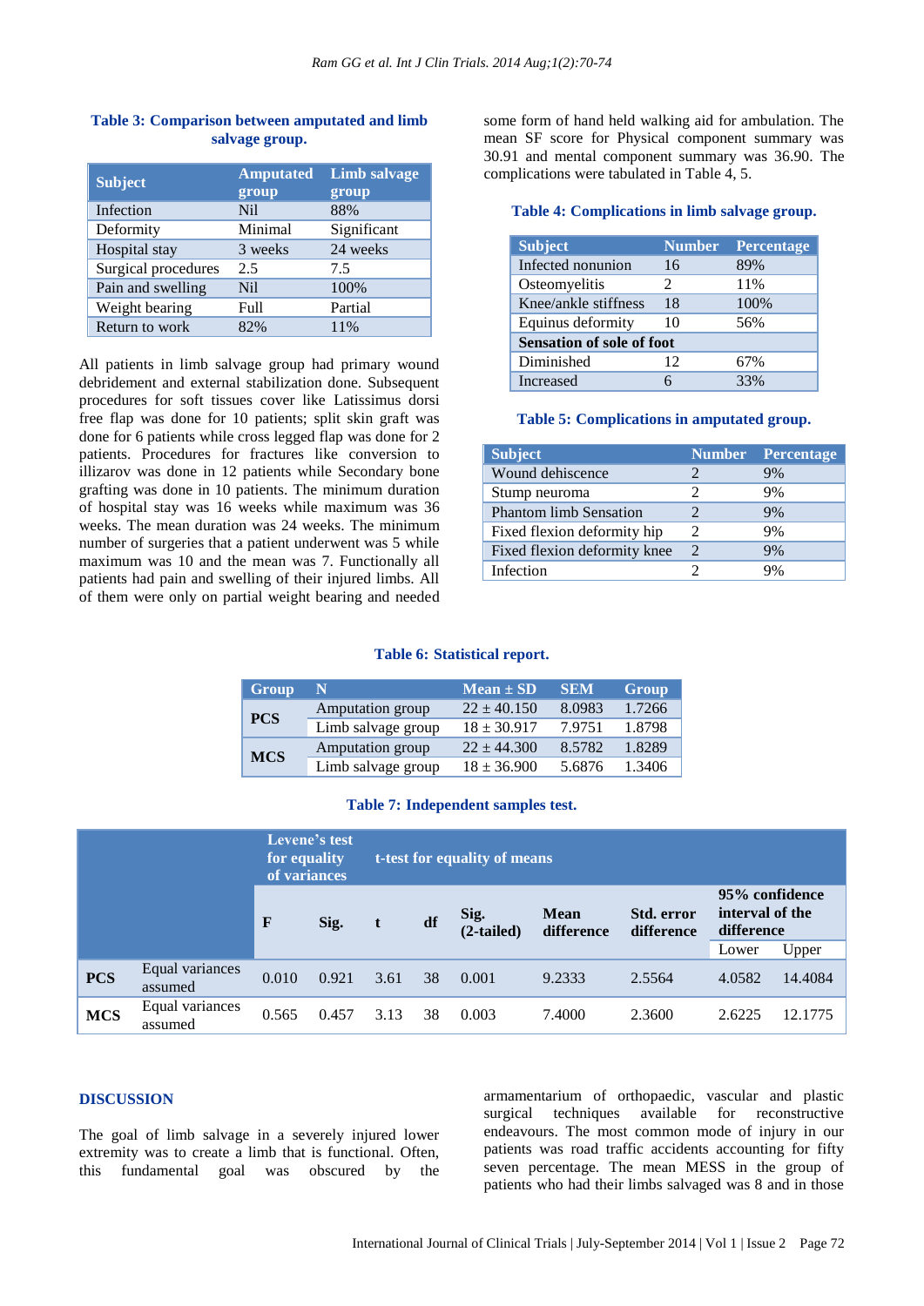**Table 3: Comparison between amputated and limb salvage group.**

| Subject | Amputated group | Limb salvage group |
|---|---|---|
| Infection | Nil | 88% |
| Deformity | Minimal | Significant |
| Hospital stay | 3 weeks | 24 weeks |
| Surgical procedures | 2.5 | 7.5 |
| Pain and swelling | Nil | 100% |
| Weight bearing | Full | Partial |
| Return to work | 82% | 11% |

All patients in limb salvage group had primary wound debridement and external stabilization done. Subsequent procedures for soft tissues cover like Latissimus dorsi free flap was done for 10 patients; split skin graft was done for 6 patients while cross legged flap was done for 2 patients. Procedures for fractures like conversion to illizarov was done in 12 patients while Secondary bone grafting was done in 10 patients. The minimum duration of hospital stay was 16 weeks while maximum was 36 weeks. The mean duration was 24 weeks. The minimum number of surgeries that a patient underwent was 5 while maximum was 10 and the mean was 7. Functionally all patients had pain and swelling of their injured limbs. All of them were only on partial weight bearing and needed some form of hand held walking aid for ambulation. The mean SF score for Physical component summary was 30.91 and mental component summary was 36.90. The complications were tabulated in Table 4, 5.

**Table 4: Complications in limb salvage group.**

| Subject | Number | Percentage |
|---|---|---|
| Infected nonunion | 16 | 89% |
| Osteomyelitis | 2 | 11% |
| Knee/ankle stiffness | 18 | 100% |
| Equinus deformity | 10 | 56% |
| **Sensation of sole of foot** | | |
| Diminished | 12 | 67% |
| Increased | 6 | 33% |

**Table 5: Complications in amputated group.**

| Subject | Number | Percentage |
|---|---|---|
| Wound dehiscence | 2 | 9% |
| Stump neuroma | 2 | 9% |
| Phantom limb Sensation | 2 | 9% |
| Fixed flexion deformity hip | 2 | 9% |
| Fixed flexion deformity knee | 2 | 9% |
| Infection | 2 | 9% |

**Table 6: Statistical report.**

| Group | N | Mean ± SD | SEM | Group |
|---|---|---|---|---|
| PCS | Amputation group | 22 ± 40.150 | 8.0983 | 1.7266 |
| | Limb salvage group | 18 ± 30.917 | 7.9751 | 1.8798 |
| MCS | Amputation group | 22 ± 44.300 | 8.5782 | 1.8289 |
| | Limb salvage group | 18 ± 36.900 | 5.6876 | 1.3406 |

**Table 7: Independent samples test.**

| | | Levene's test for equality of variances | | t-test for equality of means | | | | | | |
|---|---|---|---|---|---|---|---|---|---|---|
| | | F | Sig. | t | df | Sig. (2-tailed) | Mean difference | Std. error difference | 95% confidence interval of the difference | |
| | | | | | | | | | Lower | Upper |
| PCS | Equal variances assumed | 0.010 | 0.921 | 3.61 | 38 | 0.001 | 9.2333 | 2.5564 | 4.0582 | 14.4084 |
| MCS | Equal variances assumed | 0.565 | 0.457 | 3.13 | 38 | 0.003 | 7.4000 | 2.3600 | 2.6225 | 12.1775 |

## DISCUSSION

The goal of limb salvage in a severely injured lower extremity was to create a limb that is functional. Often, this fundamental goal was obscured by the armamentarium of orthopaedic, vascular and plastic surgical techniques available for reconstructive endeavours. The most common mode of injury in our patients was road traffic accidents accounting for fifty seven percentage. The mean MESS in the group of patients who had their limbs salvaged was 8 and in those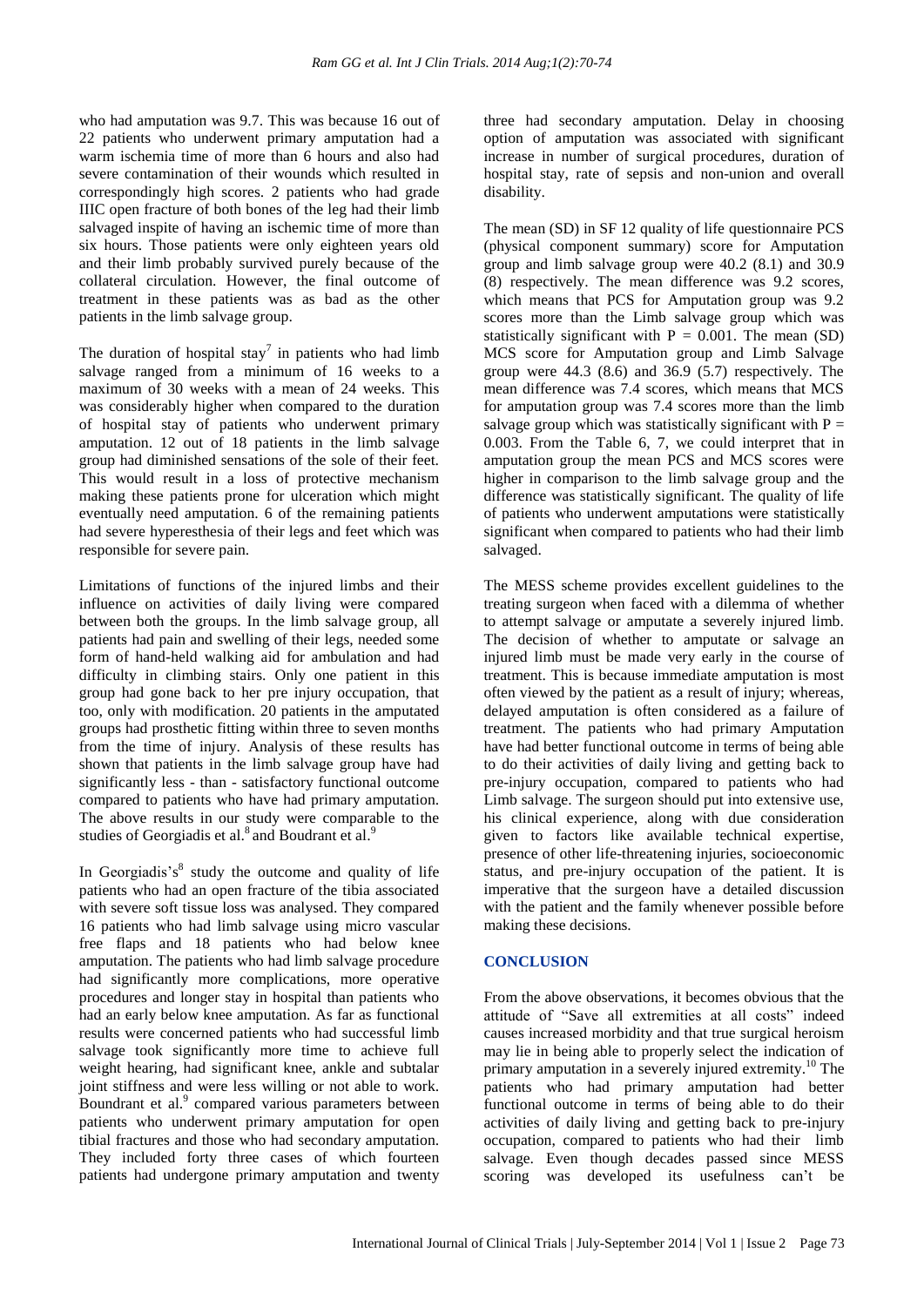who had amputation was 9.7. This was because 16 out of 22 patients who underwent primary amputation had a warm ischemia time of more than 6 hours and also had severe contamination of their wounds which resulted in correspondingly high scores. 2 patients who had grade IIIC open fracture of both bones of the leg had their limb salvaged inspite of having an ischemic time of more than six hours. Those patients were only eighteen years old and their limb probably survived purely because of the collateral circulation. However, the final outcome of treatment in these patients was as bad as the other patients in the limb salvage group.

The duration of hospital stay[7] in patients who had limb salvage ranged from a minimum of 16 weeks to a maximum of 30 weeks with a mean of 24 weeks. This was considerably higher when compared to the duration of hospital stay of patients who underwent primary amputation. 12 out of 18 patients in the limb salvage group had diminished sensations of the sole of their feet. This would result in a loss of protective mechanism making these patients prone for ulceration which might eventually need amputation. 6 of the remaining patients had severe hyperesthesia of their legs and feet which was responsible for severe pain.

Limitations of functions of the injured limbs and their influence on activities of daily living were compared between both the groups. In the limb salvage group, all patients had pain and swelling of their legs, needed some form of hand-held walking aid for ambulation and had difficulty in climbing stairs. Only one patient in this group had gone back to her pre injury occupation, that too, only with modification. 20 patients in the amputated groups had prosthetic fitting within three to seven months from the time of injury. Analysis of these results has shown that patients in the limb salvage group have had significantly less - than - satisfactory functional outcome compared to patients who have had primary amputation. The above results in our study were comparable to the studies of Georgiadis et al.[8] and Boudrant et al.[9]

In Georgiadis's[8] study the outcome and quality of life patients who had an open fracture of the tibia associated with severe soft tissue loss was analysed. They compared 16 patients who had limb salvage using micro vascular free flaps and 18 patients who had below knee amputation. The patients who had limb salvage procedure had significantly more complications, more operative procedures and longer stay in hospital than patients who had an early below knee amputation. As far as functional results were concerned patients who had successful limb salvage took significantly more time to achieve full weight hearing, had significant knee, ankle and subtalar joint stiffness and were less willing or not able to work. Boundrant et al.[9] compared various parameters between patients who underwent primary amputation for open tibial fractures and those who had secondary amputation. They included forty three cases of which fourteen patients had undergone primary amputation and twenty three had secondary amputation. Delay in choosing option of amputation was associated with significant increase in number of surgical procedures, duration of hospital stay, rate of sepsis and non-union and overall disability.

The mean (SD) in SF 12 quality of life questionnaire PCS (physical component summary) score for Amputation group and limb salvage group were 40.2 (8.1) and 30.9 (8) respectively. The mean difference was 9.2 scores, which means that PCS for Amputation group was 9.2 scores more than the Limb salvage group which was statistically significant with $P = 0.001$. The mean (SD) MCS score for Amputation group and Limb Salvage group were 44.3 (8.6) and 36.9 (5.7) respectively. The mean difference was 7.4 scores, which means that MCS for amputation group was 7.4 scores more than the limb salvage group which was statistically significant with $P = 0.003$. From the Table 6, 7, we could interpret that in amputation group the mean PCS and MCS scores were higher in comparison to the limb salvage group and the difference was statistically significant. The quality of life of patients who underwent amputations were statistically significant when compared to patients who had their limb salvaged.

The MESS scheme provides excellent guidelines to the treating surgeon when faced with a dilemma of whether to attempt salvage or amputate a severely injured limb. The decision of whether to amputate or salvage an injured limb must be made very early in the course of treatment. This is because immediate amputation is most often viewed by the patient as a result of injury; whereas, delayed amputation is often considered as a failure of treatment. The patients who had primary Amputation have had better functional outcome in terms of being able to do their activities of daily living and getting back to pre-injury occupation, compared to patients who had Limb salvage. The surgeon should put into extensive use, his clinical experience, along with due consideration given to factors like available technical expertise, presence of other life-threatening injuries, socioeconomic status, and pre-injury occupation of the patient. It is imperative that the surgeon have a detailed discussion with the patient and the family whenever possible before making these decisions.

## CONCLUSION

From the above observations, it becomes obvious that the attitude of "Save all extremities at all costs" indeed causes increased morbidity and that true surgical heroism may lie in being able to properly select the indication of primary amputation in a severely injured extremity.[10] The patients who had primary amputation had better functional outcome in terms of being able to do their activities of daily living and getting back to pre-injury occupation, compared to patients who had their limb salvage. Even though decades passed since MESS scoring was developed its usefulness can't be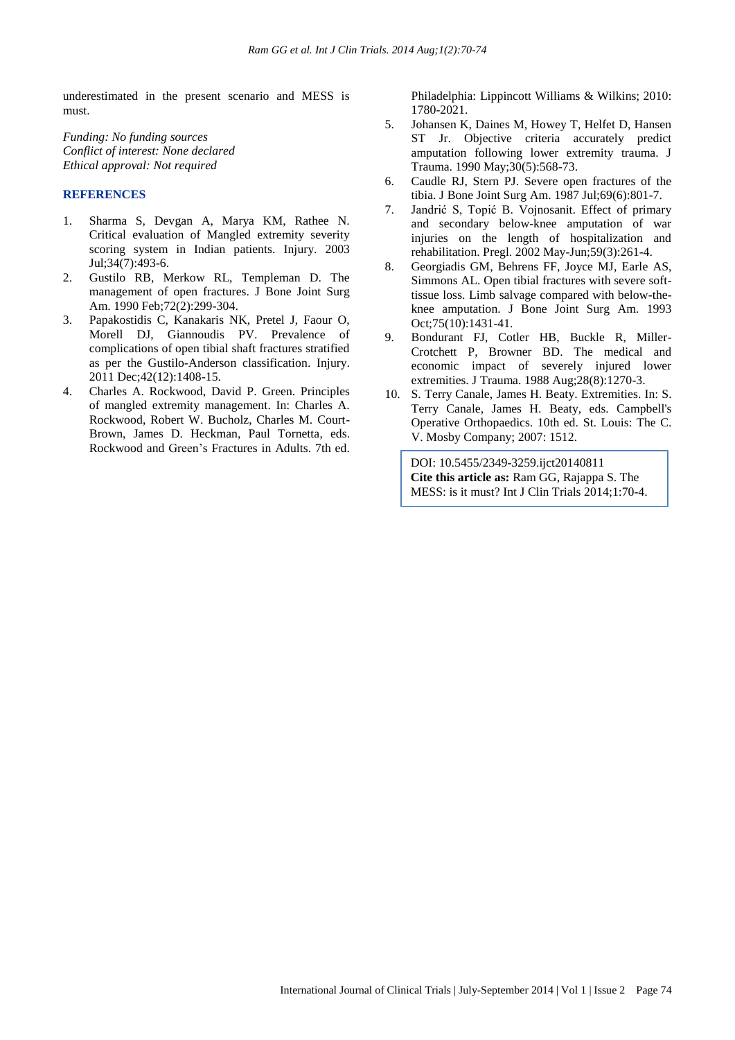underestimated in the present scenario and MESS is must.

*Funding: No funding sources*
*Conflict of interest: None declared*
*Ethical approval: Not required*

## REFERENCES

1. Sharma S, Devgan A, Marya KM, Rathee N. Critical evaluation of Mangled extremity severity scoring system in Indian patients. Injury. 2003 Jul;34(7):493-6.
2. Gustilo RB, Merkow RL, Templeman D. The management of open fractures. J Bone Joint Surg Am. 1990 Feb;72(2):299-304.
3. Papakostidis C, Kanakaris NK, Pretel J, Faour O, Morell DJ, Giannoudis PV. Prevalence of complications of open tibial shaft fractures stratified as per the Gustilo-Anderson classification. Injury. 2011 Dec;42(12):1408-15.
4. Charles A. Rockwood, David P. Green. Principles of mangled extremity management. In: Charles A. Rockwood, Robert W. Bucholz, Charles M. Court-Brown, James D. Heckman, Paul Tornetta, eds. Rockwood and Green's Fractures in Adults. 7th ed. Philadelphia: Lippincott Williams & Wilkins; 2010: 1780-2021.
5. Johansen K, Daines M, Howey T, Helfet D, Hansen ST Jr. Objective criteria accurately predict amputation following lower extremity trauma. J Trauma. 1990 May;30(5):568-73.
6. Caudle RJ, Stern PJ. Severe open fractures of the tibia. J Bone Joint Surg Am. 1987 Jul;69(6):801-7.
7. Jandrić S, Topić B. Vojnosanit. Effect of primary and secondary below-knee amputation of war injuries on the length of hospitalization and rehabilitation. Pregl. 2002 May-Jun;59(3):261-4.
8. Georgiadis GM, Behrens FF, Joyce MJ, Earle AS, Simmons AL. Open tibial fractures with severe soft-tissue loss. Limb salvage compared with below-the-knee amputation. J Bone Joint Surg Am. 1993 Oct;75(10):1431-41.
9. Bondurant FJ, Cotler HB, Buckle R, Miller-Crotchett P, Browner BD. The medical and economic impact of severely injured lower extremities. J Trauma. 1988 Aug;28(8):1270-3.
10. S. Terry Canale, James H. Beaty. Extremities. In: S. Terry Canale, James H. Beaty, eds. Campbell's Operative Orthopaedics. 10th ed. St. Louis: The C. V. Mosby Company; 2007: 1512.

DOI: 10.5455/2349-3259.ijct20140811
**Cite this article as:** Ram GG, Rajappa S. The MESS: is it must? Int J Clin Trials 2014;1:70-4.